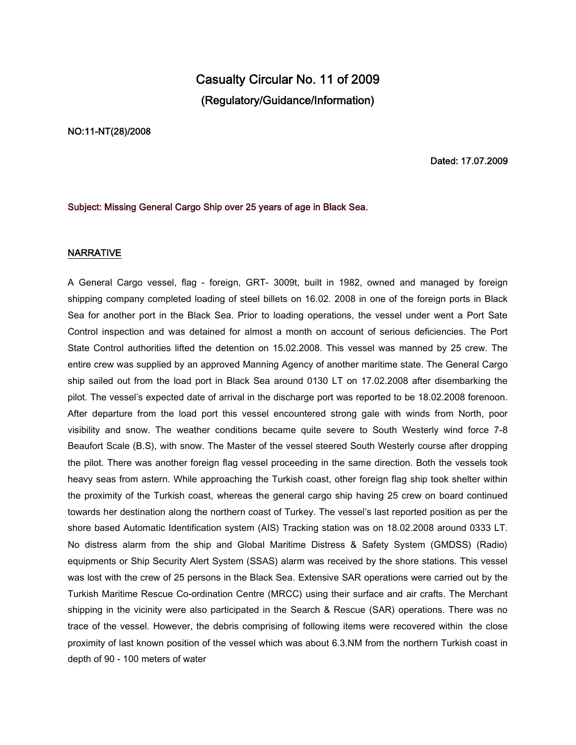# Casualty Circular No. 11 of 2009

## (Regulatory/Guidance/Information)

**NO:11-NT(28)/2008**

**Dated: 17.07.2009**

**Subject: Missing General Cargo Ship over 25 years of age in Black Sea.**

## NARRATIVE

A General Cargo vessel, flag - foreign, GRT- 3009t, built in 1982, owned and managed by foreign shipping company completed loading of steel billets on 16.02. 2008 in one of the foreign ports in Black Sea for another port in the Black Sea. Prior to loading operations, the vessel under went a Port Sate Control inspection and was detained for almost a month on account of serious deficiencies. The Port State Control authorities lifted the detention on 15.02.2008. This vessel was manned by 25 crew. The entire crew was supplied by an approved Manning Agency of another maritime state. The General Cargo ship sailed out from the load port in Black Sea around 0130 LT on 17.02.2008 after disembarking the pilot. The vessel's expected date of arrival in the discharge port was reported to be 18.02.2008 forenoon. After departure from the load port this vessel encountered strong gale with winds from North, poor visibility and snow. The weather conditions became quite severe to South Westerly wind force 7-8 Beaufort Scale (B.S), with snow. The Master of the vessel steered South Westerly course after dropping the pilot. There was another foreign flag vessel proceeding in the same direction. Both the vessels took heavy seas from astern. While approaching the Turkish coast, other foreign flag ship took shelter within the proximity of the Turkish coast, whereas the general cargo ship having 25 crew on board continued towards her destination along the northern coast of Turkey. The vessel's last reported position as per the shore based Automatic Identification system (AIS) Tracking station was on 18.02.2008 around 0333 LT. No distress alarm from the ship and Global Maritime Distress & Safety System (GMDSS) (Radio) equipments or Ship Security Alert System (SSAS) alarm was received by the shore stations. This vessel was lost with the crew of 25 persons in the Black Sea. Extensive SAR operations were carried out by the Turkish Maritime Rescue Co-ordination Centre (MRCC) using their surface and air crafts. The Merchant shipping in the vicinity were also participated in the Search & Rescue (SAR) operations. There was no trace of the vessel. However, the debris comprising of following items were recovered within the close proximity of last known position of the vessel which was about 6.3.NM from the northern Turkish coast in depth of 90 - 100 meters of water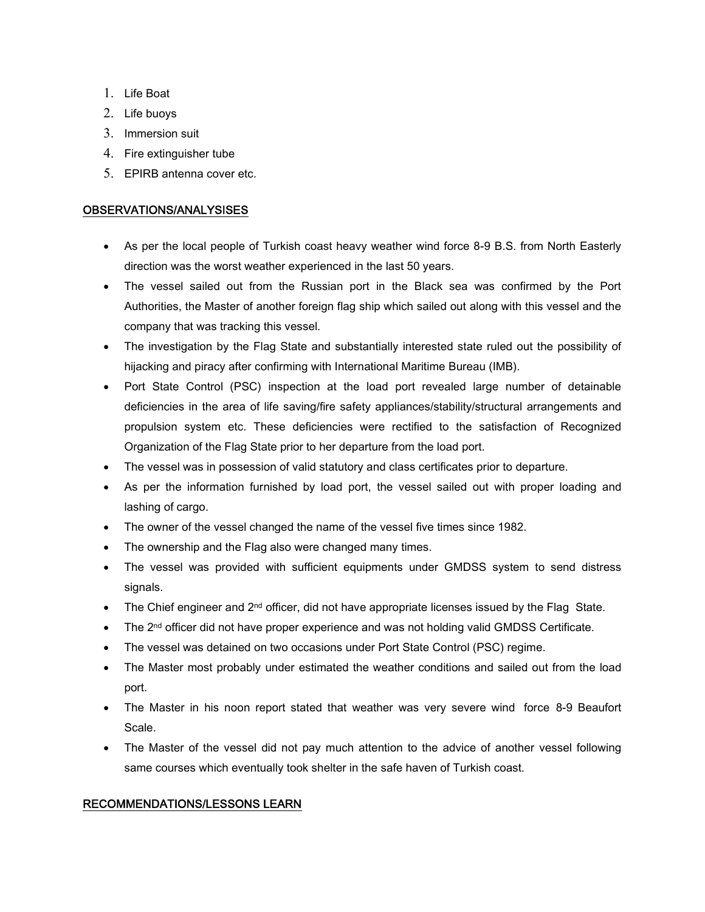1. Life Boat
2. Life buoys
3. Immersion suit
4. Fire extinguisher tube
5. EPIRB antenna cover etc.

## OBSERVATIONS/ANALYSISES

- As per the local people of Turkish coast heavy weather wind force 8-9 B.S. from North Easterly direction was the worst weather experienced in the last 50 years.
- The vessel sailed out from the Russian port in the Black sea was confirmed by the Port Authorities, the Master of another foreign flag ship which sailed out along with this vessel and the company that was tracking this vessel.
- The investigation by the Flag State and substantially interested state ruled out the possibility of hijacking and piracy after confirming with International Maritime Bureau (IMB).
- Port State Control (PSC) inspection at the load port revealed large number of detainable deficiencies in the area of life saving/fire safety appliances/stability/structural arrangements and propulsion system etc. These deficiencies were rectified to the satisfaction of Recognized Organization of the Flag State prior to her departure from the load port.
- The vessel was in possession of valid statutory and class certificates prior to departure.
- As per the information furnished by load port, the vessel sailed out with proper loading and lashing of cargo.
- The owner of the vessel changed the name of the vessel five times since 1982.
- The ownership and the Flag also were changed many times.
- The vessel was provided with sufficient equipments under GMDSS system to send distress signals.
- The Chief engineer and 2nd officer, did not have appropriate licenses issued by the Flag State.
- The 2nd officer did not have proper experience and was not holding valid GMDSS Certificate.
- The vessel was detained on two occasions under Port State Control (PSC) regime.
- The Master most probably under estimated the weather conditions and sailed out from the load port.
- The Master in his noon report stated that weather was very severe wind force 8-9 Beaufort Scale.
- The Master of the vessel did not pay much attention to the advice of another vessel following same courses which eventually took shelter in the safe haven of Turkish coast.

## RECOMMENDATIONS/LESSONS LEARN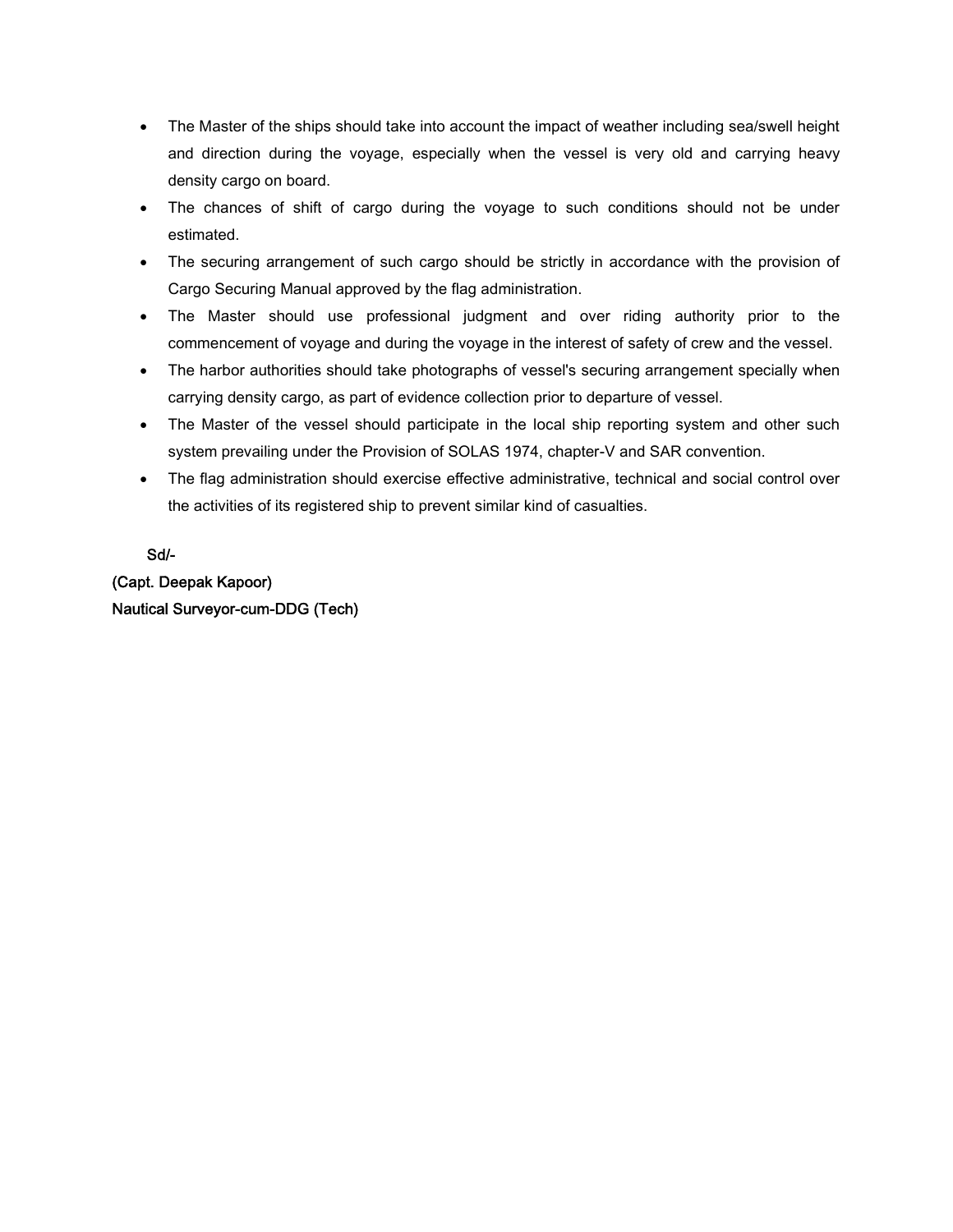- The Master of the ships should take into account the impact of weather including sea/swell height and direction during the voyage, especially when the vessel is very old and carrying heavy density cargo on board.
- The chances of shift of cargo during the voyage to such conditions should not be under estimated.
- The securing arrangement of such cargo should be strictly in accordance with the provision of Cargo Securing Manual approved by the flag administration.
- The Master should use professional judgment and over riding authority prior to the commencement of voyage and during the voyage in the interest of safety of crew and the vessel.
- The harbor authorities should take photographs of vessel's securing arrangement specially when carrying density cargo, as part of evidence collection prior to departure of vessel.
- The Master of the vessel should participate in the local ship reporting system and other such system prevailing under the Provision of SOLAS 1974, chapter-V and SAR convention.
- The flag administration should exercise effective administrative, technical and social control over the activities of its registered ship to prevent similar kind of casualties.

Sd/-

(Capt. Deepak Kapoor)
Nautical Surveyor-cum-DDG (Tech)